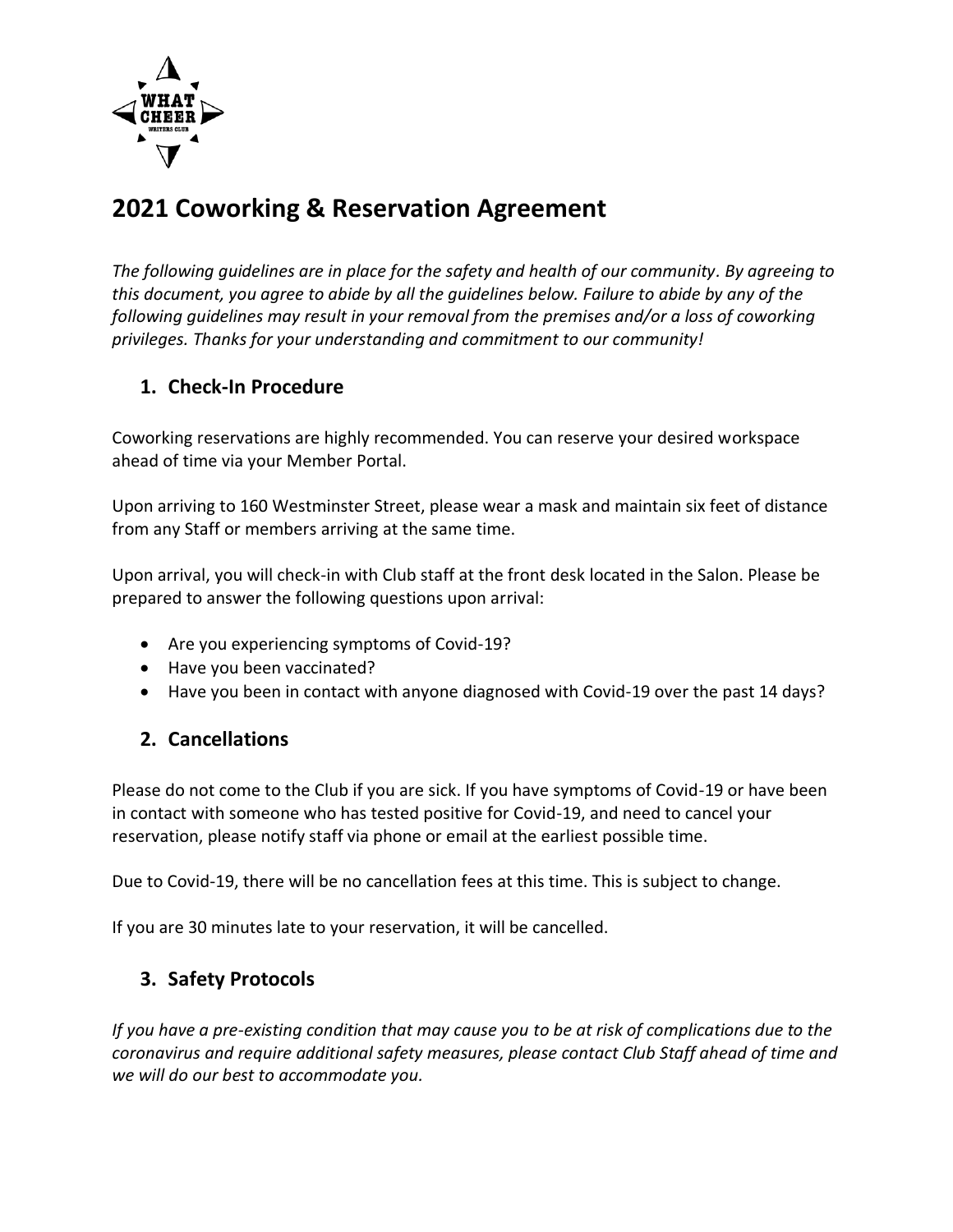# 2021 Coworking & Reservation Agreement

*The following guidelines are in place for the safety and health of our community. By agreeing to this document, you agree to abide by all the guidelines below. Failure to abide by any of the following guidelines may result in your removal from the premises and/or a loss of coworking privileges. Thanks for your understanding and commitment to our community!*

## 1. Check-In Procedure

Coworking reservations are highly recommended. You can reserve your desired workspace ahead of time via your Member Portal.

Upon arriving to 160 Westminster Street, please wear a mask and maintain six feet of distance from any Staff or members arriving at the same time.

Upon arrival, you will check-in with Club staff at the front desk located in the Salon. Please be prepared to answer the following questions upon arrival:

- Are you experiencing symptoms of Covid-19?
- Have you been vaccinated?
- Have you been in contact with anyone diagnosed with Covid-19 over the past 14 days?

## 2. Cancellations

Please do not come to the Club if you are sick. If you have symptoms of Covid-19 or have been in contact with someone who has tested positive for Covid-19, and need to cancel your reservation, please notify staff via phone or email at the earliest possible time.

Due to Covid-19, there will be no cancellation fees at this time. This is subject to change.

If you are 30 minutes late to your reservation, it will be cancelled.

## 3. Safety Protocols

*If you have a pre-existing condition that may cause you to be at risk of complications due to the coronavirus and require additional safety measures, please contact Club Staff ahead of time and we will do our best to accommodate you.*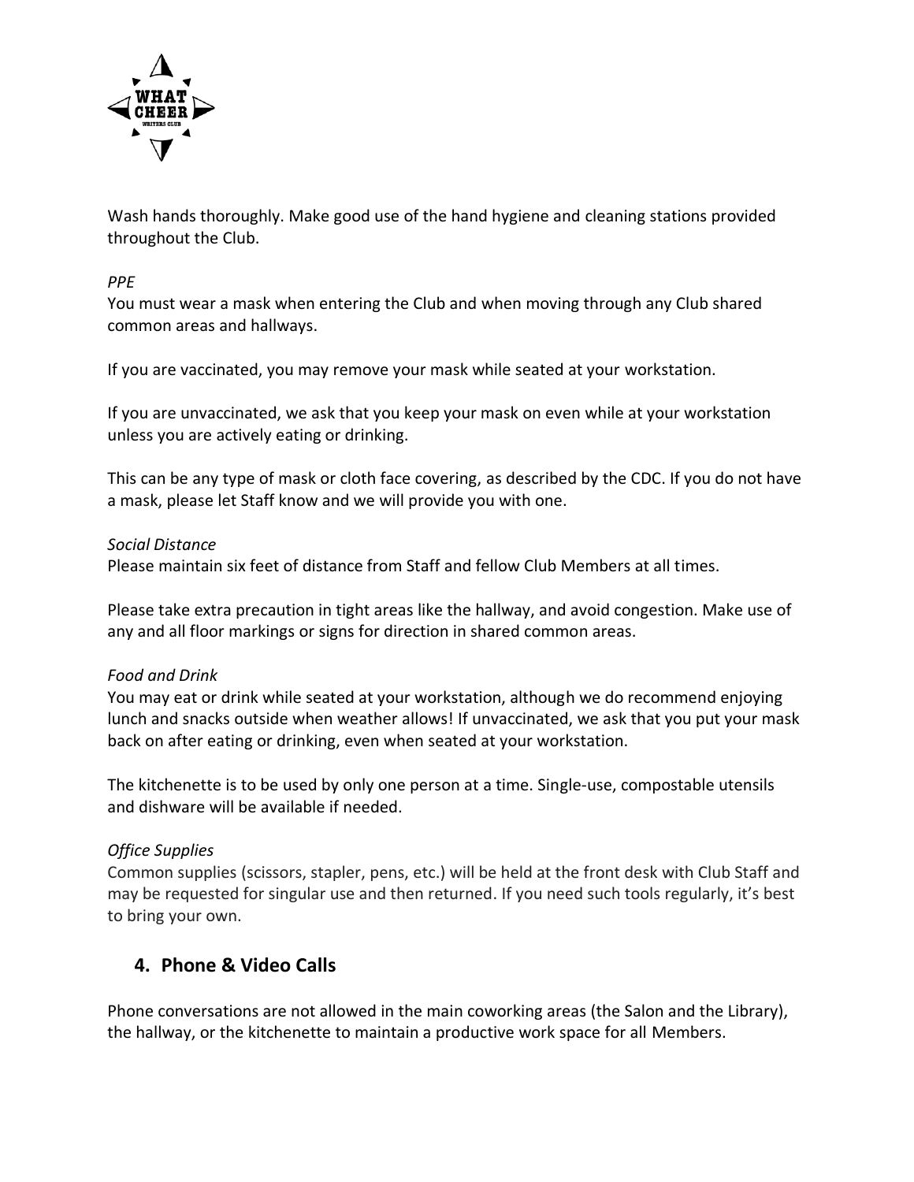Wash hands thoroughly. Make good use of the hand hygiene and cleaning stations provided throughout the Club.

*PPE*
You must wear a mask when entering the Club and when moving through any Club shared common areas and hallways.

If you are vaccinated, you may remove your mask while seated at your workstation.

If you are unvaccinated, we ask that you keep your mask on even while at your workstation unless you are actively eating or drinking.

This can be any type of mask or cloth face covering, as described by the CDC. If you do not have a mask, please let Staff know and we will provide you with one.

*Social Distance*
Please maintain six feet of distance from Staff and fellow Club Members at all times.

Please take extra precaution in tight areas like the hallway, and avoid congestion. Make use of any and all floor markings or signs for direction in shared common areas.

*Food and Drink*
You may eat or drink while seated at your workstation, although we do recommend enjoying lunch and snacks outside when weather allows! If unvaccinated, we ask that you put your mask back on after eating or drinking, even when seated at your workstation.

The kitchenette is to be used by only one person at a time. Single-use, compostable utensils and dishware will be available if needed.

*Office Supplies*
Common supplies (scissors, stapler, pens, etc.) will be held at the front desk with Club Staff and may be requested for singular use and then returned. If you need such tools regularly, it's best to bring your own.

## 4. Phone & Video Calls

Phone conversations are not allowed in the main coworking areas (the Salon and the Library), the hallway, or the kitchenette to maintain a productive work space for all Members.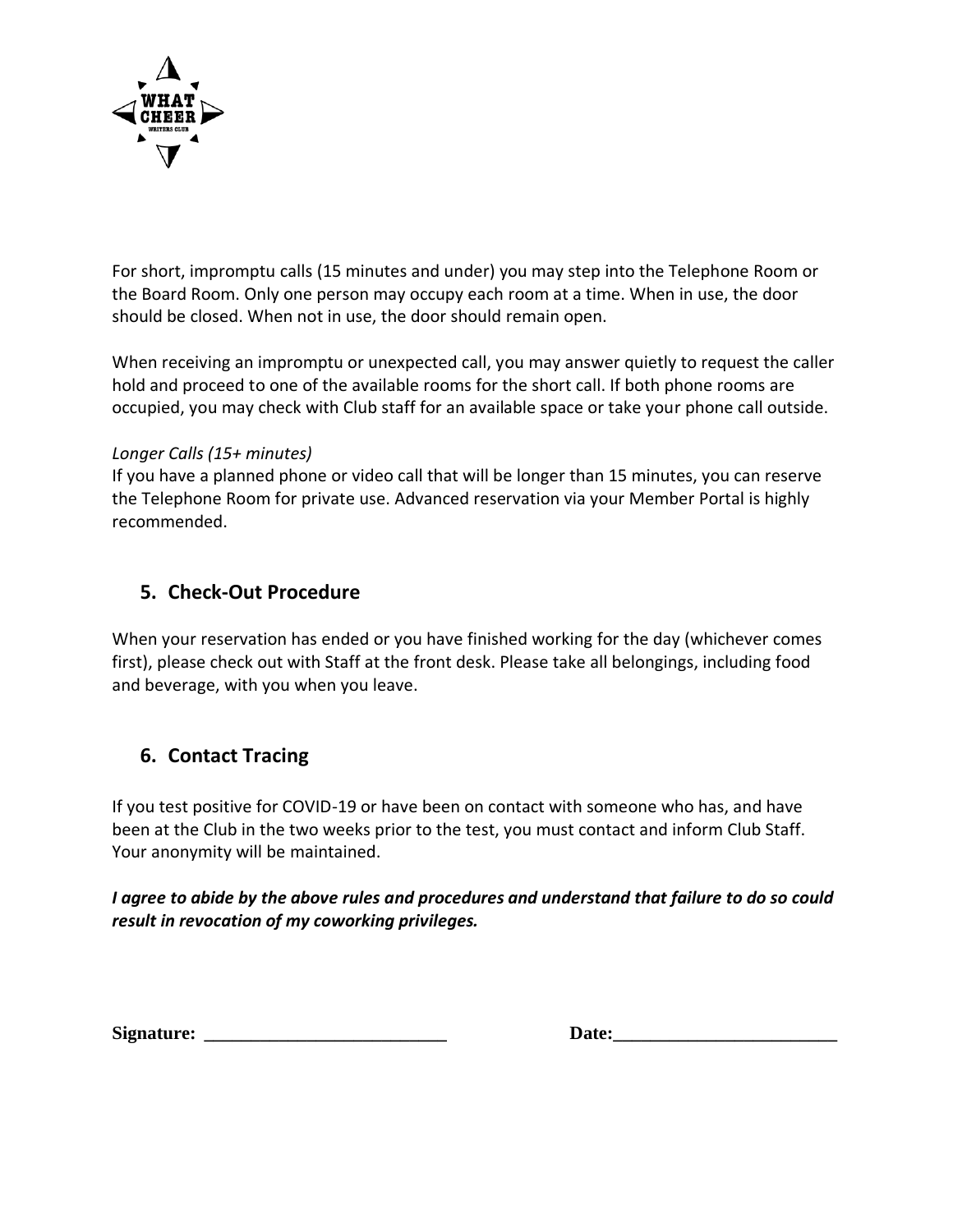For short, impromptu calls (15 minutes and under) you may step into the Telephone Room or the Board Room. Only one person may occupy each room at a time. When in use, the door should be closed. When not in use, the door should remain open.

When receiving an impromptu or unexpected call, you may answer quietly to request the caller hold and proceed to one of the available rooms for the short call. If both phone rooms are occupied, you may check with Club staff for an available space or take your phone call outside.

*Longer Calls (15+ minutes)*
If you have a planned phone or video call that will be longer than 15 minutes, you can reserve the Telephone Room for private use. Advanced reservation via your Member Portal is highly recommended.

## 5. Check-Out Procedure

When your reservation has ended or you have finished working for the day (whichever comes first), please check out with Staff at the front desk. Please take all belongings, including food and beverage, with you when you leave.

## 6. Contact Tracing

If you test positive for COVID-19 or have been on contact with someone who has, and have been at the Club in the two weeks prior to the test, you must contact and inform Club Staff. Your anonymity will be maintained.

***I agree to abide by the above rules and procedures and understand that failure to do so could result in revocation of my coworking privileges.***

**Signature:** ___________________________ **Date:**_________________________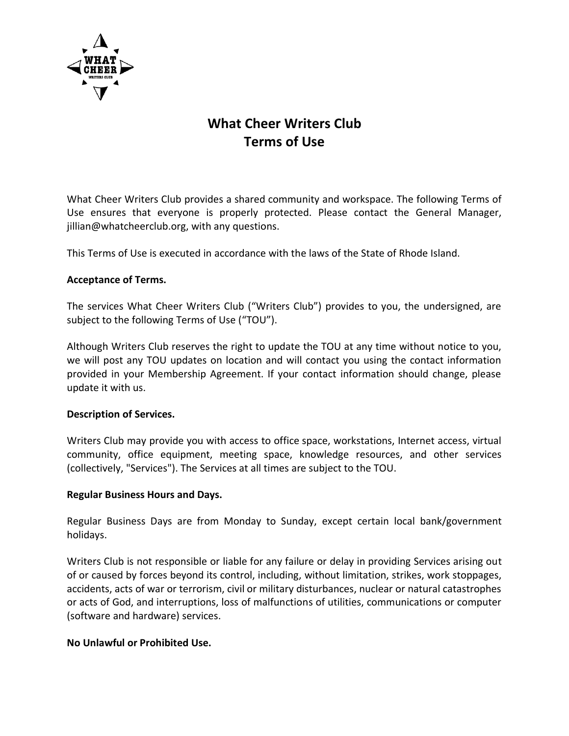# What Cheer Writers Club
# Terms of Use

What Cheer Writers Club provides a shared community and workspace. The following Terms of Use ensures that everyone is properly protected. Please contact the General Manager, jillian@whatcheerclub.org, with any questions.

This Terms of Use is executed in accordance with the laws of the State of Rhode Island.

**Acceptance of Terms.**

The services What Cheer Writers Club ("Writers Club") provides to you, the undersigned, are subject to the following Terms of Use ("TOU").

Although Writers Club reserves the right to update the TOU at any time without notice to you, we will post any TOU updates on location and will contact you using the contact information provided in your Membership Agreement. If your contact information should change, please update it with us.

**Description of Services.**

Writers Club may provide you with access to office space, workstations, Internet access, virtual community, office equipment, meeting space, knowledge resources, and other services (collectively, "Services"). The Services at all times are subject to the TOU.

**Regular Business Hours and Days.**

Regular Business Days are from Monday to Sunday, except certain local bank/government holidays.

Writers Club is not responsible or liable for any failure or delay in providing Services arising out of or caused by forces beyond its control, including, without limitation, strikes, work stoppages, accidents, acts of war or terrorism, civil or military disturbances, nuclear or natural catastrophes or acts of God, and interruptions, loss of malfunctions of utilities, communications or computer (software and hardware) services.

**No Unlawful or Prohibited Use.**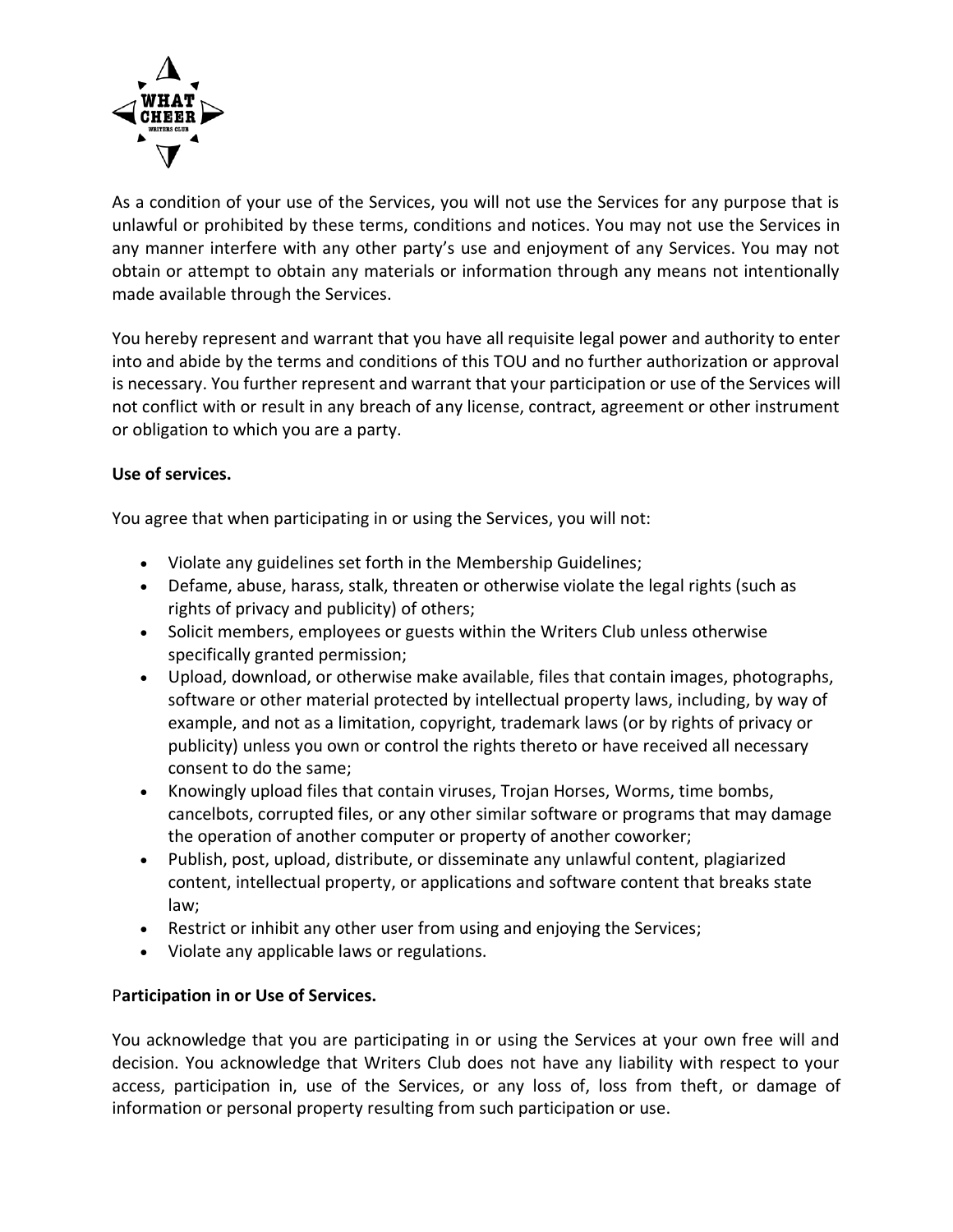As a condition of your use of the Services, you will not use the Services for any purpose that is unlawful or prohibited by these terms, conditions and notices. You may not use the Services in any manner interfere with any other party's use and enjoyment of any Services. You may not obtain or attempt to obtain any materials or information through any means not intentionally made available through the Services.

You hereby represent and warrant that you have all requisite legal power and authority to enter into and abide by the terms and conditions of this TOU and no further authorization or approval is necessary. You further represent and warrant that your participation or use of the Services will not conflict with or result in any breach of any license, contract, agreement or other instrument or obligation to which you are a party.

**Use of services.**

You agree that when participating in or using the Services, you will not:

- Violate any guidelines set forth in the Membership Guidelines;
- Defame, abuse, harass, stalk, threaten or otherwise violate the legal rights (such as rights of privacy and publicity) of others;
- Solicit members, employees or guests within the Writers Club unless otherwise specifically granted permission;
- Upload, download, or otherwise make available, files that contain images, photographs, software or other material protected by intellectual property laws, including, by way of example, and not as a limitation, copyright, trademark laws (or by rights of privacy or publicity) unless you own or control the rights thereto or have received all necessary consent to do the same;
- Knowingly upload files that contain viruses, Trojan Horses, Worms, time bombs, cancelbots, corrupted files, or any other similar software or programs that may damage the operation of another computer or property of another coworker;
- Publish, post, upload, distribute, or disseminate any unlawful content, plagiarized content, intellectual property, or applications and software content that breaks state law;
- Restrict or inhibit any other user from using and enjoying the Services;
- Violate any applicable laws or regulations.

P**articipation in or Use of Services.**

You acknowledge that you are participating in or using the Services at your own free will and decision. You acknowledge that Writers Club does not have any liability with respect to your access, participation in, use of the Services, or any loss of, loss from theft, or damage of information or personal property resulting from such participation or use.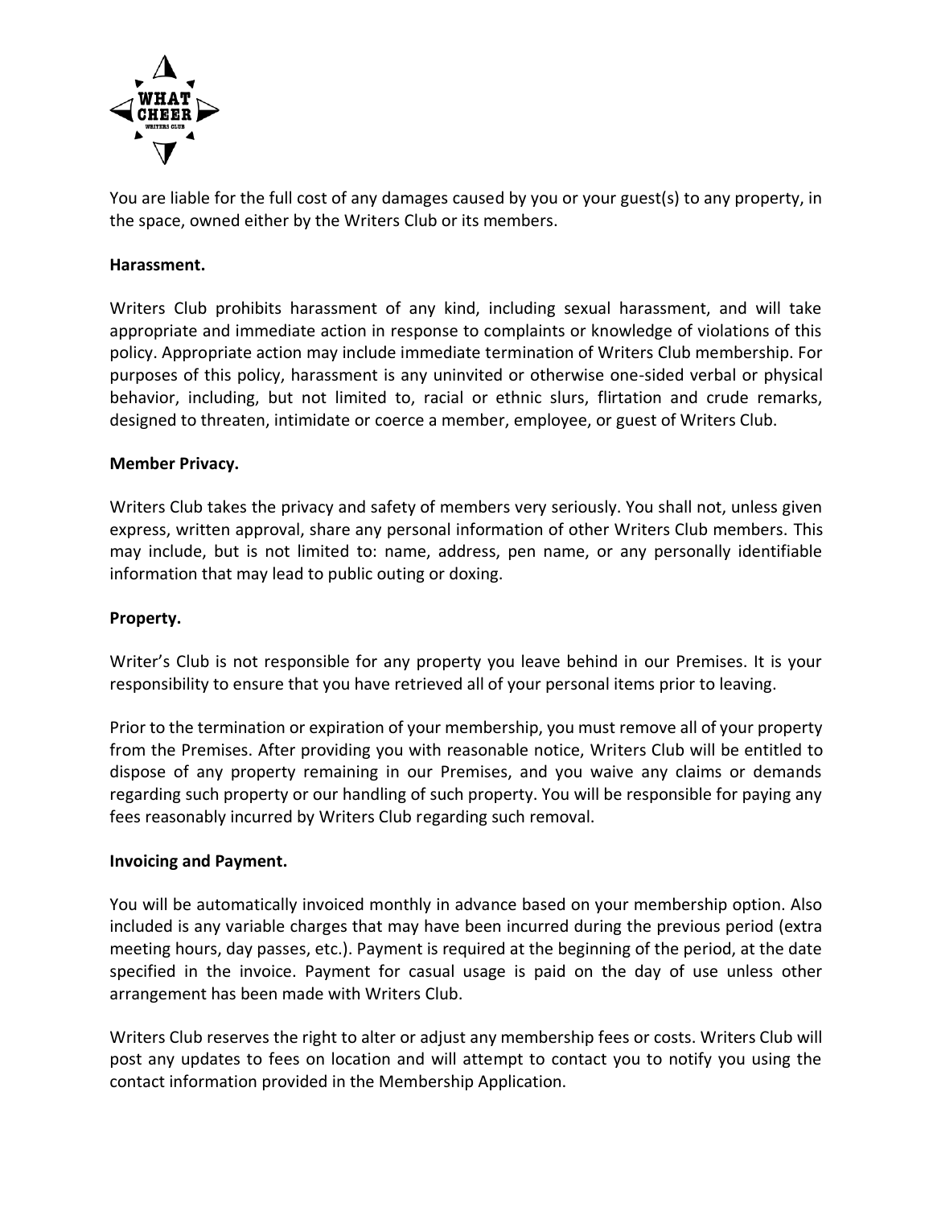You are liable for the full cost of any damages caused by you or your guest(s) to any property, in the space, owned either by the Writers Club or its members.

**Harassment.**

Writers Club prohibits harassment of any kind, including sexual harassment, and will take appropriate and immediate action in response to complaints or knowledge of violations of this policy. Appropriate action may include immediate termination of Writers Club membership. For purposes of this policy, harassment is any uninvited or otherwise one-sided verbal or physical behavior, including, but not limited to, racial or ethnic slurs, flirtation and crude remarks, designed to threaten, intimidate or coerce a member, employee, or guest of Writers Club.

**Member Privacy.**

Writers Club takes the privacy and safety of members very seriously. You shall not, unless given express, written approval, share any personal information of other Writers Club members. This may include, but is not limited to: name, address, pen name, or any personally identifiable information that may lead to public outing or doxing.

**Property.**

Writer's Club is not responsible for any property you leave behind in our Premises. It is your responsibility to ensure that you have retrieved all of your personal items prior to leaving.

Prior to the termination or expiration of your membership, you must remove all of your property from the Premises. After providing you with reasonable notice, Writers Club will be entitled to dispose of any property remaining in our Premises, and you waive any claims or demands regarding such property or our handling of such property. You will be responsible for paying any fees reasonably incurred by Writers Club regarding such removal.

**Invoicing and Payment.**

You will be automatically invoiced monthly in advance based on your membership option. Also included is any variable charges that may have been incurred during the previous period (extra meeting hours, day passes, etc.). Payment is required at the beginning of the period, at the date specified in the invoice. Payment for casual usage is paid on the day of use unless other arrangement has been made with Writers Club.

Writers Club reserves the right to alter or adjust any membership fees or costs. Writers Club will post any updates to fees on location and will attempt to contact you to notify you using the contact information provided in the Membership Application.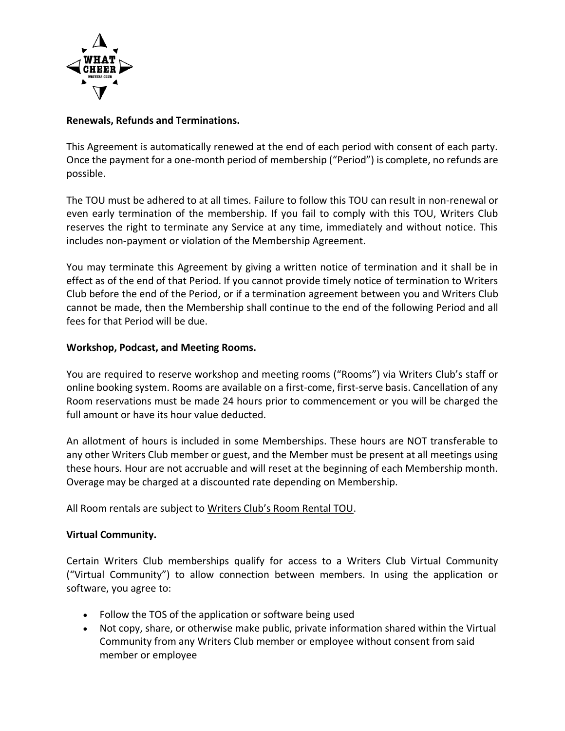**Renewals, Refunds and Terminations.**

This Agreement is automatically renewed at the end of each period with consent of each party. Once the payment for a one-month period of membership ("Period") is complete, no refunds are possible.

The TOU must be adhered to at all times. Failure to follow this TOU can result in non-renewal or even early termination of the membership. If you fail to comply with this TOU, Writers Club reserves the right to terminate any Service at any time, immediately and without notice. This includes non-payment or violation of the Membership Agreement.

You may terminate this Agreement by giving a written notice of termination and it shall be in effect as of the end of that Period. If you cannot provide timely notice of termination to Writers Club before the end of the Period, or if a termination agreement between you and Writers Club cannot be made, then the Membership shall continue to the end of the following Period and all fees for that Period will be due.

**Workshop, Podcast, and Meeting Rooms.**

You are required to reserve workshop and meeting rooms ("Rooms") via Writers Club's staff or online booking system. Rooms are available on a first-come, first-serve basis. Cancellation of any Room reservations must be made 24 hours prior to commencement or you will be charged the full amount or have its hour value deducted.

An allotment of hours is included in some Memberships. These hours are NOT transferable to any other Writers Club member or guest, and the Member must be present at all meetings using these hours. Hour are not accruable and will reset at the beginning of each Membership month. Overage may be charged at a discounted rate depending on Membership.

All Room rentals are subject to Writers Club's Room Rental TOU.

**Virtual Community.**

Certain Writers Club memberships qualify for access to a Writers Club Virtual Community ("Virtual Community") to allow connection between members. In using the application or software, you agree to:

- Follow the TOS of the application or software being used
- Not copy, share, or otherwise make public, private information shared within the Virtual Community from any Writers Club member or employee without consent from said member or employee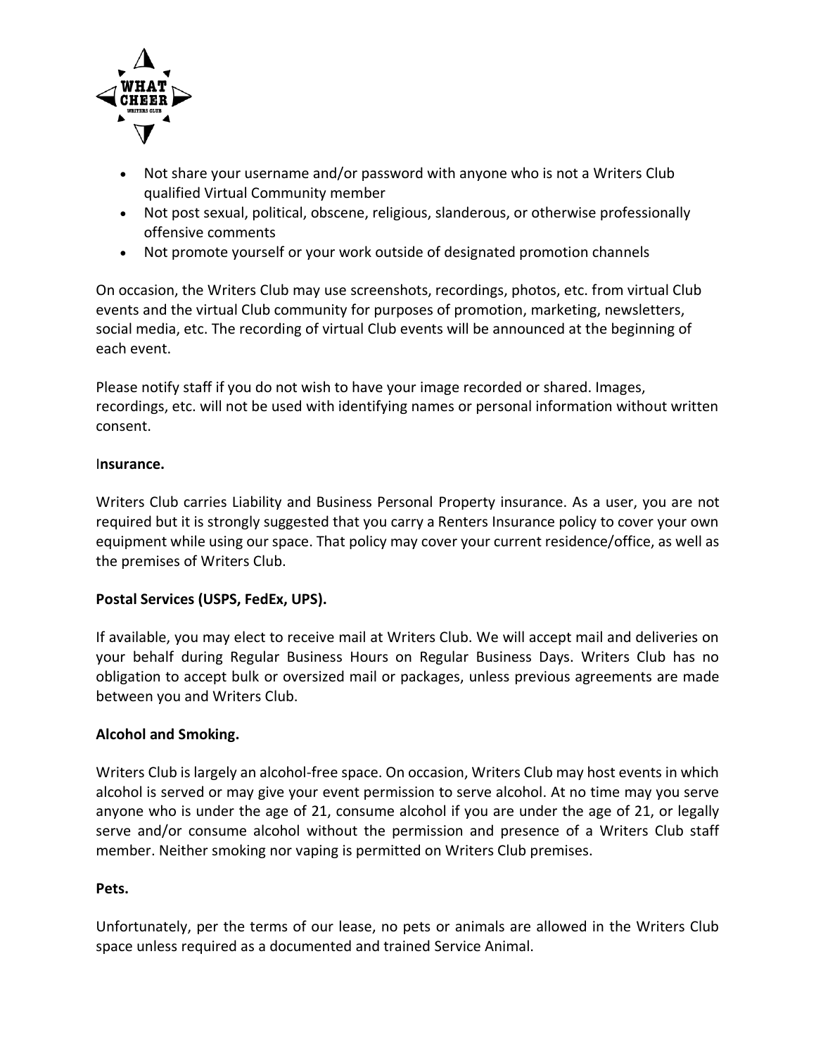- Not share your username and/or password with anyone who is not a Writers Club qualified Virtual Community member
- Not post sexual, political, obscene, religious, slanderous, or otherwise professionally offensive comments
- Not promote yourself or your work outside of designated promotion channels

On occasion, the Writers Club may use screenshots, recordings, photos, etc. from virtual Club events and the virtual Club community for purposes of promotion, marketing, newsletters, social media, etc. The recording of virtual Club events will be announced at the beginning of each event.

Please notify staff if you do not wish to have your image recorded or shared. Images, recordings, etc. will not be used with identifying names or personal information without written consent.

**Insurance.**

Writers Club carries Liability and Business Personal Property insurance. As a user, you are not required but it is strongly suggested that you carry a Renters Insurance policy to cover your own equipment while using our space. That policy may cover your current residence/office, as well as the premises of Writers Club.

**Postal Services (USPS, FedEx, UPS).**

If available, you may elect to receive mail at Writers Club. We will accept mail and deliveries on your behalf during Regular Business Hours on Regular Business Days. Writers Club has no obligation to accept bulk or oversized mail or packages, unless previous agreements are made between you and Writers Club.

**Alcohol and Smoking.**

Writers Club is largely an alcohol-free space. On occasion, Writers Club may host events in which alcohol is served or may give your event permission to serve alcohol. At no time may you serve anyone who is under the age of 21, consume alcohol if you are under the age of 21, or legally serve and/or consume alcohol without the permission and presence of a Writers Club staff member. Neither smoking nor vaping is permitted on Writers Club premises.

**Pets.**

Unfortunately, per the terms of our lease, no pets or animals are allowed in the Writers Club space unless required as a documented and trained Service Animal.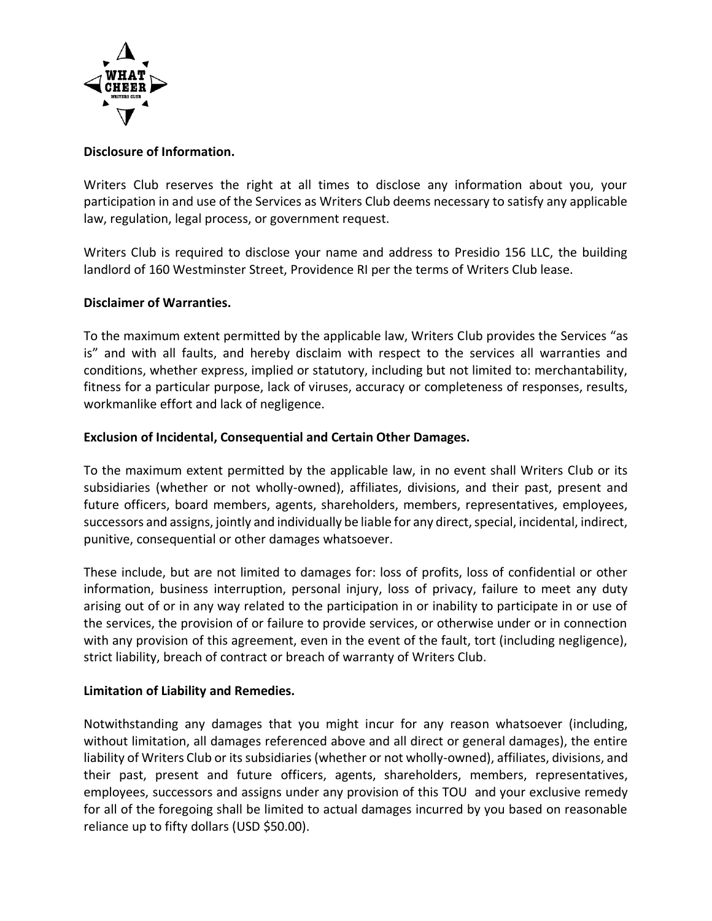**Disclosure of Information.**

Writers Club reserves the right at all times to disclose any information about you, your participation in and use of the Services as Writers Club deems necessary to satisfy any applicable law, regulation, legal process, or government request.

Writers Club is required to disclose your name and address to Presidio 156 LLC, the building landlord of 160 Westminster Street, Providence RI per the terms of Writers Club lease.

**Disclaimer of Warranties.**

To the maximum extent permitted by the applicable law, Writers Club provides the Services "as is" and with all faults, and hereby disclaim with respect to the services all warranties and conditions, whether express, implied or statutory, including but not limited to: merchantability, fitness for a particular purpose, lack of viruses, accuracy or completeness of responses, results, workmanlike effort and lack of negligence.

**Exclusion of Incidental, Consequential and Certain Other Damages.**

To the maximum extent permitted by the applicable law, in no event shall Writers Club or its subsidiaries (whether or not wholly-owned), affiliates, divisions, and their past, present and future officers, board members, agents, shareholders, members, representatives, employees, successors and assigns, jointly and individually be liable for any direct, special, incidental, indirect, punitive, consequential or other damages whatsoever.

These include, but are not limited to damages for: loss of profits, loss of confidential or other information, business interruption, personal injury, loss of privacy, failure to meet any duty arising out of or in any way related to the participation in or inability to participate in or use of the services, the provision of or failure to provide services, or otherwise under or in connection with any provision of this agreement, even in the event of the fault, tort (including negligence), strict liability, breach of contract or breach of warranty of Writers Club.

**Limitation of Liability and Remedies.**

Notwithstanding any damages that you might incur for any reason whatsoever (including, without limitation, all damages referenced above and all direct or general damages), the entire liability of Writers Club or its subsidiaries (whether or not wholly-owned), affiliates, divisions, and their past, present and future officers, agents, shareholders, members, representatives, employees, successors and assigns under any provision of this TOU and your exclusive remedy for all of the foregoing shall be limited to actual damages incurred by you based on reasonable reliance up to fifty dollars (USD $50.00).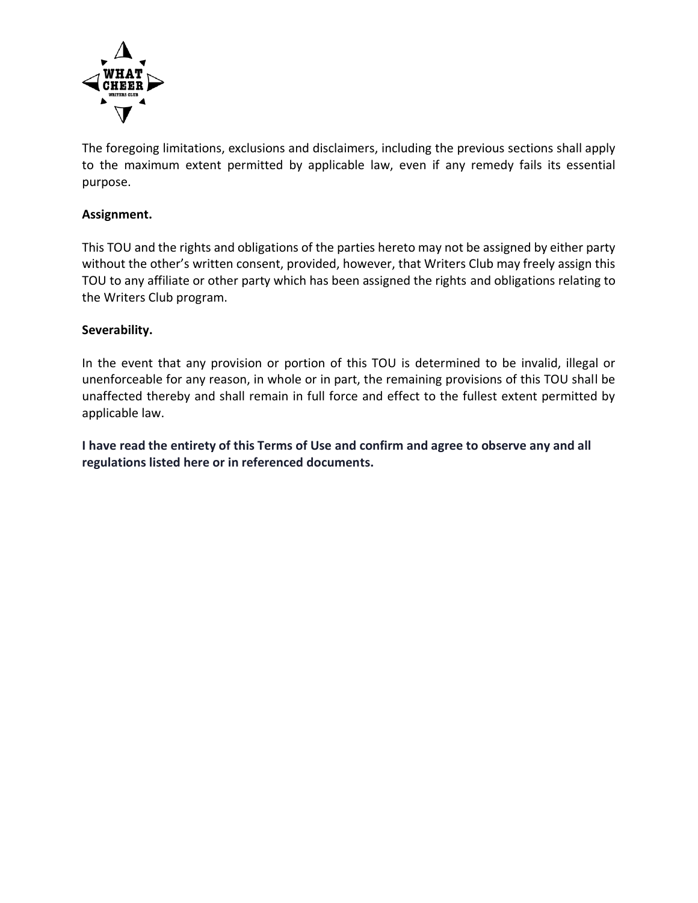The foregoing limitations, exclusions and disclaimers, including the previous sections shall apply to the maximum extent permitted by applicable law, even if any remedy fails its essential purpose.

**Assignment.**

This TOU and the rights and obligations of the parties hereto may not be assigned by either party without the other's written consent, provided, however, that Writers Club may freely assign this TOU to any affiliate or other party which has been assigned the rights and obligations relating to the Writers Club program.

**Severability.**

In the event that any provision or portion of this TOU is determined to be invalid, illegal or unenforceable for any reason, in whole or in part, the remaining provisions of this TOU shall be unaffected thereby and shall remain in full force and effect to the fullest extent permitted by applicable law.

**I have read the entirety of this Terms of Use and confirm and agree to observe any and all regulations listed here or in referenced documents.**